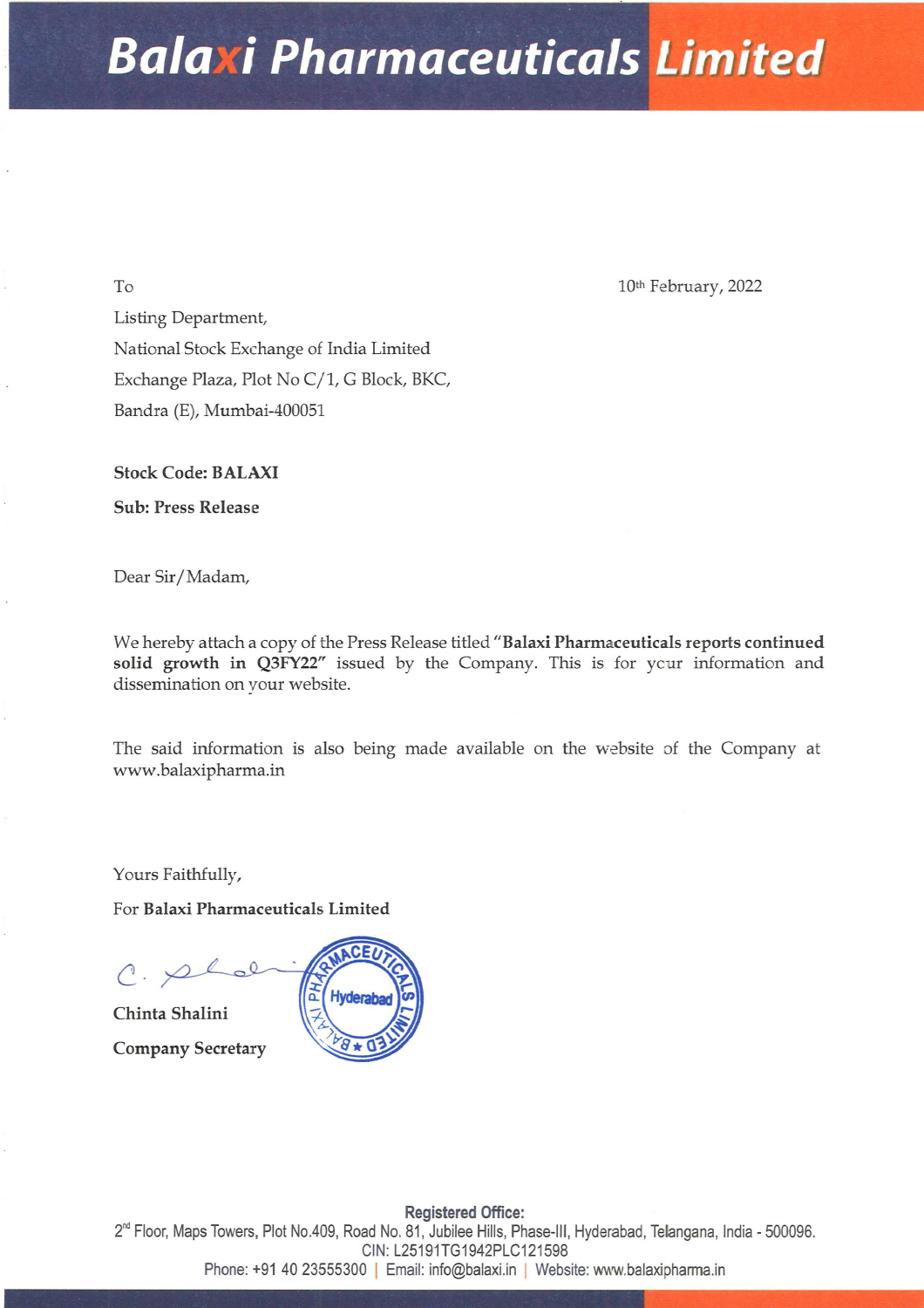# Balaxi Pharmaceuticals Limited

To

Listing Department,
National Stock Exchange of India Limited
Exchange Plaza, Plot No C/1, G Block, BKC,
Bandra (E), Mumbai-400051

10th February, 2022

**Stock Code: BALAXI**

**Sub: Press Release**

Dear Sir/Madam,

We hereby attach a copy of the Press Release titled **"Balaxi Pharmaceuticals reports continued solid growth in Q3FY22"** issued by the Company. This is for your information and dissemination on your website.

The said information is also being made available on the website of the Company at www.balaxipharma.in

Yours Faithfully,

For **Balaxi Pharmaceuticals Limited**

**Chinta Shalini**

**Company Secretary**

**Registered Office:**
2nd Floor, Maps Towers, Plot No.409, Road No. 81, Jubilee Hills, Phase-III, Hyderabad, Telangana, India - 500096.
CIN: L25191TG1942PLC121598
Phone: +91 40 23555300 | Email: info@balaxi.in | Website: www.balaxipharma.in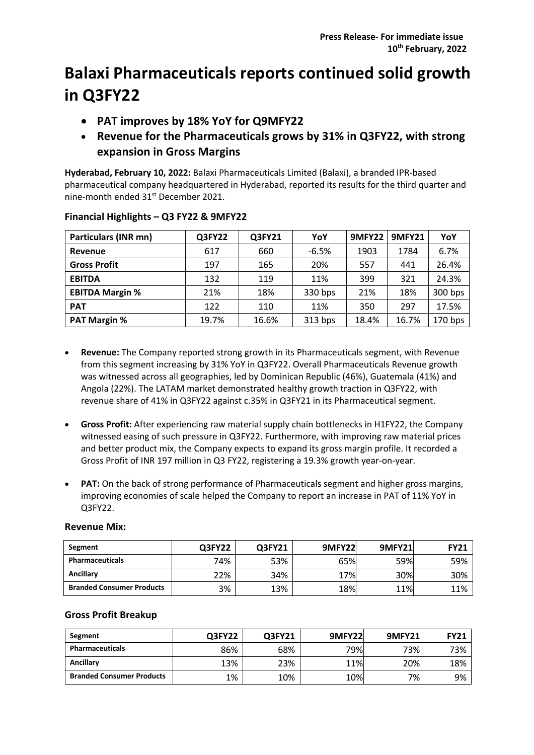**Press Release- For immediate issue**
**10th February, 2022**

# Balaxi Pharmaceuticals reports continued solid growth in Q3FY22

- **PAT improves by 18% YoY for Q9MFY22**
- **Revenue for the Pharmaceuticals grows by 31% in Q3FY22, with strong expansion in Gross Margins**

**Hyderabad, February 10, 2022:** Balaxi Pharmaceuticals Limited (Balaxi), a branded IPR-based pharmaceutical company headquartered in Hyderabad, reported its results for the third quarter and nine-month ended 31st December 2021.

### Financial Highlights – Q3 FY22 & 9MFY22

| Particulars (INR mn) | Q3FY22 | Q3FY21 | YoY | 9MFY22 | 9MFY21 | YoY |
|---|---|---|---|---|---|---|
| **Revenue** | 617 | 660 | -6.5% | 1903 | 1784 | 6.7% |
| **Gross Profit** | 197 | 165 | 20% | 557 | 441 | 26.4% |
| **EBITDA** | 132 | 119 | 11% | 399 | 321 | 24.3% |
| **EBITDA Margin %** | 21% | 18% | 330 bps | 21% | 18% | 300 bps |
| **PAT** | 122 | 110 | 11% | 350 | 297 | 17.5% |
| **PAT Margin %** | 19.7% | 16.6% | 313 bps | 18.4% | 16.7% | 170 bps |

- **Revenue:** The Company reported strong growth in its Pharmaceuticals segment, with Revenue from this segment increasing by 31% YoY in Q3FY22. Overall Pharmaceuticals Revenue growth was witnessed across all geographies, led by Dominican Republic (46%), Guatemala (41%) and Angola (22%). The LATAM market demonstrated healthy growth traction in Q3FY22, with revenue share of 41% in Q3FY22 against c.35% in Q3FY21 in its Pharmaceutical segment.
- **Gross Profit:** After experiencing raw material supply chain bottlenecks in H1FY22, the Company witnessed easing of such pressure in Q3FY22. Furthermore, with improving raw material prices and better product mix, the Company expects to expand its gross margin profile. It recorded a Gross Profit of INR 197 million in Q3 FY22, registering a 19.3% growth year-on-year.
- **PAT:** On the back of strong performance of Pharmaceuticals segment and higher gross margins, improving economies of scale helped the Company to report an increase in PAT of 11% YoY in Q3FY22.

### Revenue Mix:

| Segment | Q3FY22 | Q3FY21 | 9MFY22 | 9MFY21 | FY21 |
|---|---|---|---|---|---|
| **Pharmaceuticals** | 74% | 53% | 65% | 59% | 59% |
| **Ancillary** | 22% | 34% | 17% | 30% | 30% |
| **Branded Consumer Products** | 3% | 13% | 18% | 11% | 11% |

### Gross Profit Breakup

| Segment | Q3FY22 | Q3FY21 | 9MFY22 | 9MFY21 | FY21 |
|---|---|---|---|---|---|
| **Pharmaceuticals** | 86% | 68% | 79% | 73% | 73% |
| **Ancillary** | 13% | 23% | 11% | 20% | 18% |
| **Branded Consumer Products** | 1% | 10% | 10% | 7% | 9% |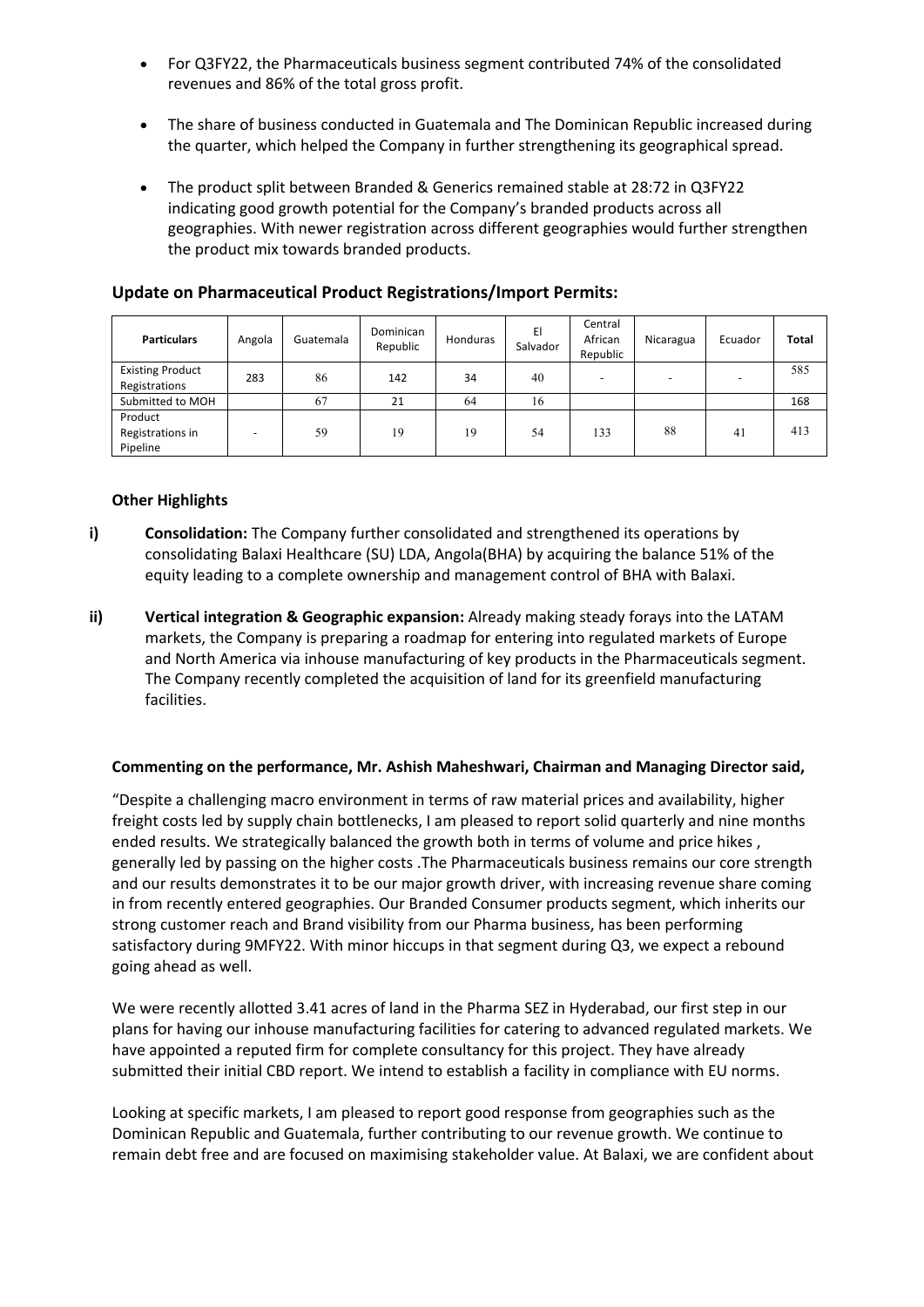- For Q3FY22, the Pharmaceuticals business segment contributed 74% of the consolidated revenues and 86% of the total gross profit.
- The share of business conducted in Guatemala and The Dominican Republic increased during the quarter, which helped the Company in further strengthening its geographical spread.
- The product split between Branded & Generics remained stable at 28:72 in Q3FY22 indicating good growth potential for the Company's branded products across all geographies. With newer registration across different geographies would further strengthen the product mix towards branded products.

## Update on Pharmaceutical Product Registrations/Import Permits:

| Particulars | Angola | Guatemala | Dominican Republic | Honduras | El Salvador | Central African Republic | Nicaragua | Ecuador | Total |
|---|---|---|---|---|---|---|---|---|---|
| Existing Product Registrations | 283 | 86 | 142 | 34 | 40 | - | - | - | 585 |
| Submitted to MOH | | 67 | 21 | 64 | 16 | | | | 168 |
| Product Registrations in Pipeline | - | 59 | 19 | 19 | 54 | 133 | 88 | 41 | 413 |

**Other Highlights**

**i) Consolidation:** The Company further consolidated and strengthened its operations by consolidating Balaxi Healthcare (SU) LDA, Angola(BHA) by acquiring the balance 51% of the equity leading to a complete ownership and management control of BHA with Balaxi.

**ii) Vertical integration & Geographic expansion:** Already making steady forays into the LATAM markets, the Company is preparing a roadmap for entering into regulated markets of Europe and North America via inhouse manufacturing of key products in the Pharmaceuticals segment. The Company recently completed the acquisition of land for its greenfield manufacturing facilities.

**Commenting on the performance, Mr. Ashish Maheshwari, Chairman and Managing Director said,**

"Despite a challenging macro environment in terms of raw material prices and availability, higher freight costs led by supply chain bottlenecks, I am pleased to report solid quarterly and nine months ended results. We strategically balanced the growth both in terms of volume and price hikes , generally led by passing on the higher costs .The Pharmaceuticals business remains our core strength and our results demonstrates it to be our major growth driver, with increasing revenue share coming in from recently entered geographies. Our Branded Consumer products segment, which inherits our strong customer reach and Brand visibility from our Pharma business, has been performing satisfactory during 9MFY22. With minor hiccups in that segment during Q3, we expect a rebound going ahead as well.

We were recently allotted 3.41 acres of land in the Pharma SEZ in Hyderabad, our first step in our plans for having our inhouse manufacturing facilities for catering to advanced regulated markets. We have appointed a reputed firm for complete consultancy for this project. They have already submitted their initial CBD report. We intend to establish a facility in compliance with EU norms.

Looking at specific markets, I am pleased to report good response from geographies such as the Dominican Republic and Guatemala, further contributing to our revenue growth. We continue to remain debt free and are focused on maximising stakeholder value. At Balaxi, we are confident about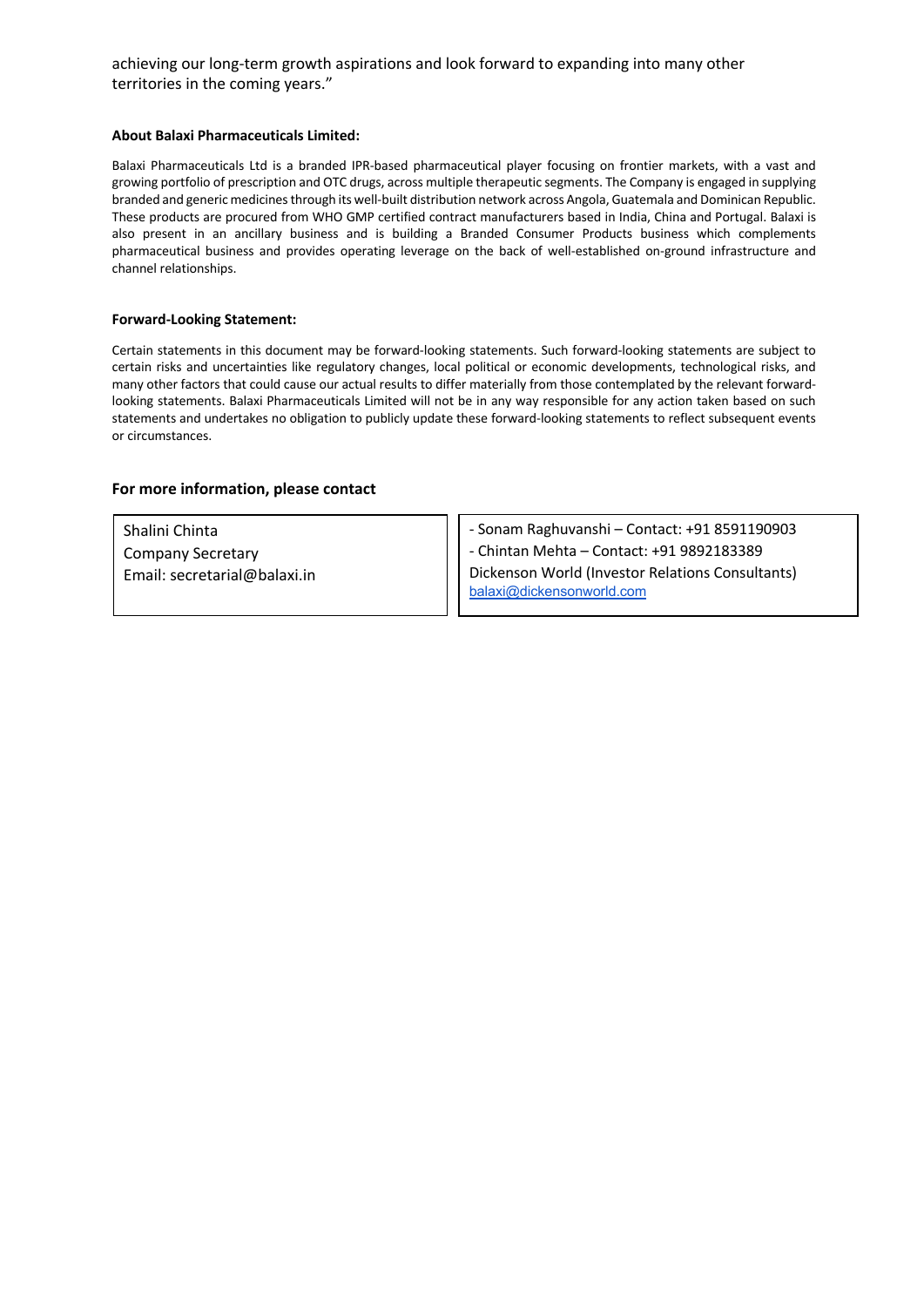achieving our long-term growth aspirations and look forward to expanding into many other territories in the coming years."

**About Balaxi Pharmaceuticals Limited:**

Balaxi Pharmaceuticals Ltd is a branded IPR-based pharmaceutical player focusing on frontier markets, with a vast and growing portfolio of prescription and OTC drugs, across multiple therapeutic segments. The Company is engaged in supplying branded and generic medicines through its well-built distribution network across Angola, Guatemala and Dominican Republic. These products are procured from WHO GMP certified contract manufacturers based in India, China and Portugal. Balaxi is also present in an ancillary business and is building a Branded Consumer Products business which complements pharmaceutical business and provides operating leverage on the back of well-established on-ground infrastructure and channel relationships.

**Forward-Looking Statement:**

Certain statements in this document may be forward-looking statements. Such forward-looking statements are subject to certain risks and uncertainties like regulatory changes, local political or economic developments, technological risks, and many other factors that could cause our actual results to differ materially from those contemplated by the relevant forward-looking statements. Balaxi Pharmaceuticals Limited will not be in any way responsible for any action taken based on such statements and undertakes no obligation to publicly update these forward-looking statements to reflect subsequent events or circumstances.

**For more information, please contact**

| Shalini Chinta<br>Company Secretary<br>Email: secretarial@balaxi.in | - Sonam Raghuvanshi – Contact: +91 8591190903<br>- Chintan Mehta – Contact: +91 9892183389<br>Dickenson World (Investor Relations Consultants)<br>balaxi@dickensonworld.com |
|---|---|